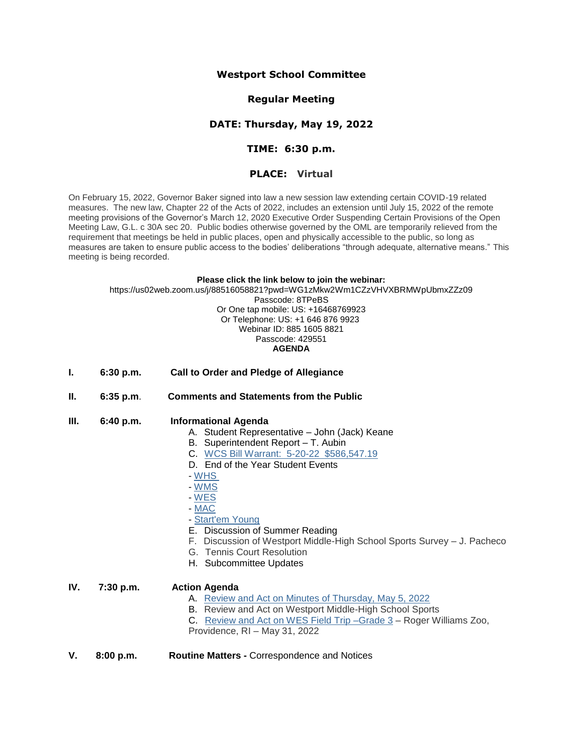# Westport School Committee

## Regular Meeting

**DATE: Thursday, May 19, 2022**

**TIME: 6:30 p.m.**

**PLACE: Virtual**

On February 15, 2022, Governor Baker signed into law a new session law extending certain COVID-19 related measures. The new law, Chapter 22 of the Acts of 2022, includes an extension until July 15, 2022 of the remote meeting provisions of the Governor's March 12, 2020 Executive Order Suspending Certain Provisions of the Open Meeting Law, G.L. c 30A sec 20. Public bodies otherwise governed by the OML are temporarily relieved from the requirement that meetings be held in public places, open and physically accessible to the public, so long as measures are taken to ensure public access to the bodies' deliberations "through adequate, alternative means." This meeting is being recorded.

**Please click the link below to join the webinar:**
https://us02web.zoom.us/j/88516058821?pwd=WG1zMkw2Wm1CZzVHVXBRMWpUbmxZZz09
Passcode: 8TPeBS
Or One tap mobile: US: +16468769923
Or Telephone: US: +1 646 876 9923
Webinar ID: 885 1605 8821
Passcode: 429551

**AGENDA**

**I. 6:30 p.m. Call to Order and Pledge of Allegiance**

**II. 6:35 p.m. Comments and Statements from the Public**

**III. 6:40 p.m. Informational Agenda**

A. Student Representative – John (Jack) Keane
B. Superintendent Report – T. Aubin
C. WCS Bill Warrant: 5-20-22 $586,547.19
D. End of the Year Student Events
- WHS
- WMS
- WES
- MAC
- Start'em Young
E. Discussion of Summer Reading
F. Discussion of Westport Middle-High School Sports Survey – J. Pacheco
G. Tennis Court Resolution
H. Subcommittee Updates

**IV. 7:30 p.m. Action Agenda**

A. Review and Act on Minutes of Thursday, May 5, 2022
B. Review and Act on Westport Middle-High School Sports
C. Review and Act on WES Field Trip –Grade 3 – Roger Williams Zoo, Providence, RI – May 31, 2022

**V. 8:00 p.m. Routine Matters -** Correspondence and Notices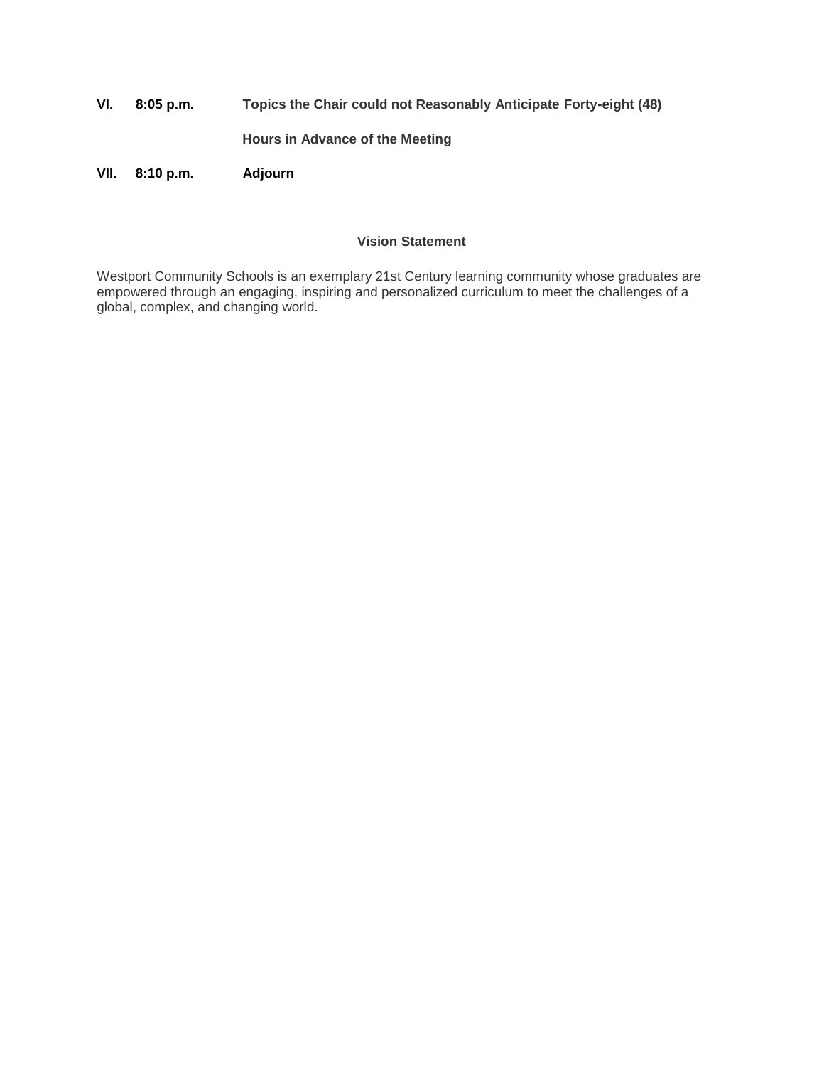**VI. 8:05 p.m. Topics the Chair could not Reasonably Anticipate Forty-eight (48) Hours in Advance of the Meeting**

**VII. 8:10 p.m. Adjourn**

## Vision Statement

Westport Community Schools is an exemplary 21st Century learning community whose graduates are empowered through an engaging, inspiring and personalized curriculum to meet the challenges of a global, complex, and changing world.